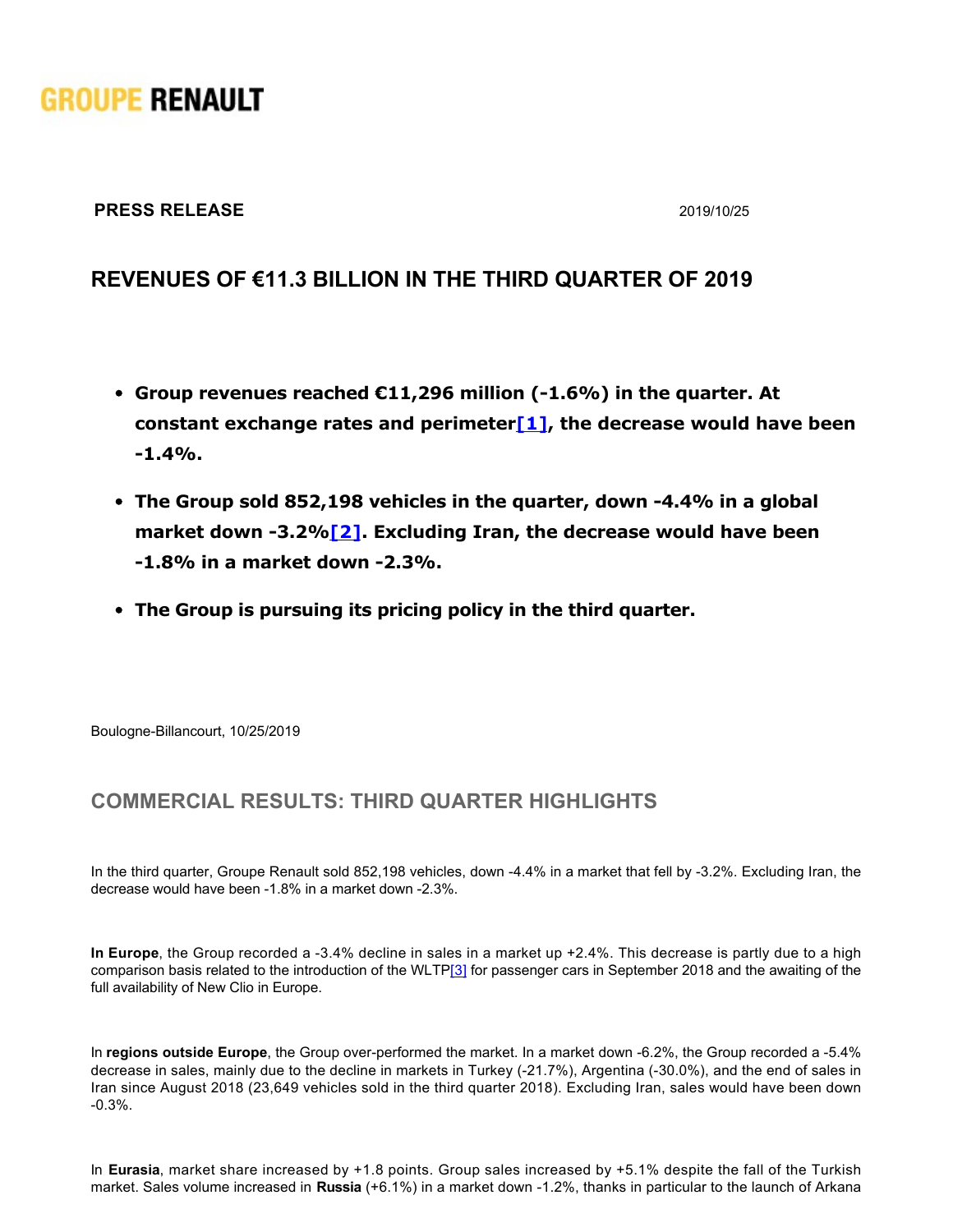GROUPE RENAULT

**PRESS RELEASE** 2019/10/25

# REVENUES OF €11.3 BILLION IN THE THIRD QUARTER OF 2019

- **Group revenues reached €11,296 million (-1.6%) in the quarter. At constant exchange rates and perimeter[1], the decrease would have been -1.4%.**
- **The Group sold 852,198 vehicles in the quarter, down -4.4% in a global market down -3.2%[2]. Excluding Iran, the decrease would have been -1.8% in a market down -2.3%.**
- **The Group is pursuing its pricing policy in the third quarter.**

Boulogne-Billancourt, 10/25/2019

## COMMERCIAL RESULTS: THIRD QUARTER HIGHLIGHTS

In the third quarter, Groupe Renault sold 852,198 vehicles, down -4.4% in a market that fell by -3.2%. Excluding Iran, the decrease would have been -1.8% in a market down -2.3%.

**In Europe**, the Group recorded a -3.4% decline in sales in a market up +2.4%. This decrease is partly due to a high comparison basis related to the introduction of the WLTP[3] for passenger cars in September 2018 and the awaiting of the full availability of New Clio in Europe.

In **regions outside Europe**, the Group over-performed the market. In a market down -6.2%, the Group recorded a -5.4% decrease in sales, mainly due to the decline in markets in Turkey (-21.7%), Argentina (-30.0%), and the end of sales in Iran since August 2018 (23,649 vehicles sold in the third quarter 2018). Excluding Iran, sales would have been down -0.3%.

In **Eurasia**, market share increased by +1.8 points. Group sales increased by +5.1% despite the fall of the Turkish market. Sales volume increased in **Russia** (+6.1%) in a market down -1.2%, thanks in particular to the launch of Arkana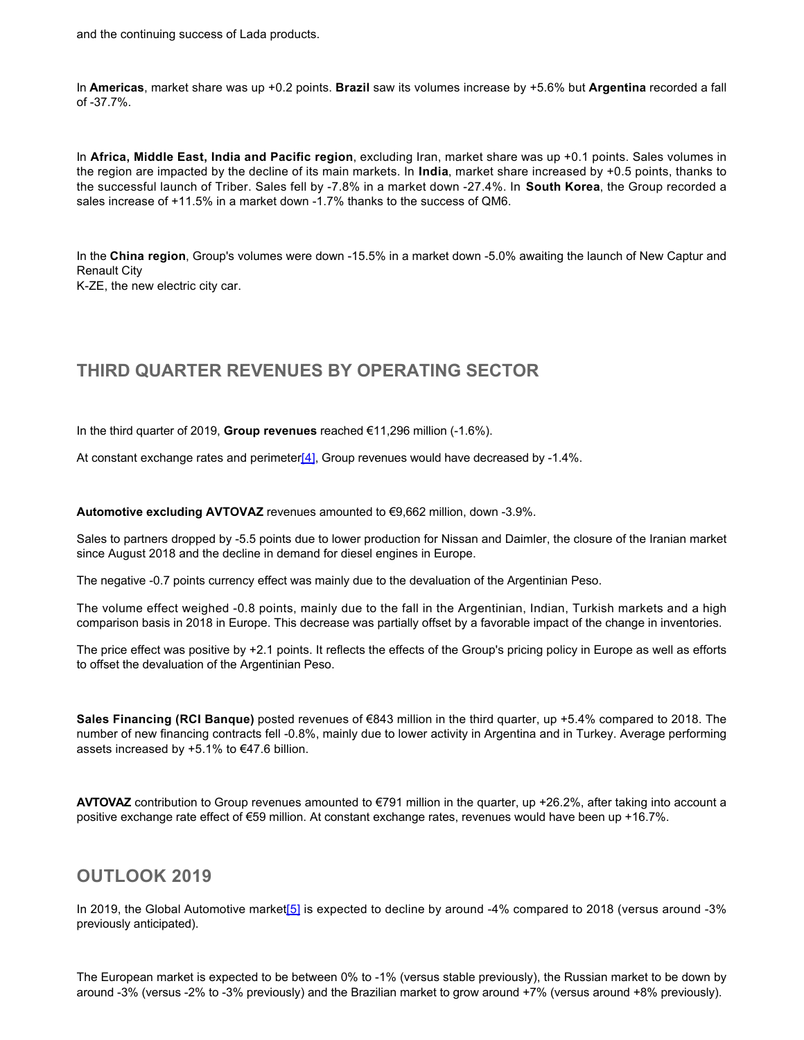and the continuing success of Lada products.

In **Americas**, market share was up +0.2 points. **Brazil** saw its volumes increase by +5.6% but **Argentina** recorded a fall of -37.7%.

In **Africa, Middle East, India and Pacific region**, excluding Iran, market share was up +0.1 points. Sales volumes in the region are impacted by the decline of its main markets. In **India**, market share increased by +0.5 points, thanks to the successful launch of Triber. Sales fell by -7.8% in a market down -27.4%. In **South Korea**, the Group recorded a sales increase of +11.5% in a market down -1.7% thanks to the success of QM6.

In the **China region**, Group's volumes were down -15.5% in a market down -5.0% awaiting the launch of New Captur and Renault City
K-ZE, the new electric city car.

## THIRD QUARTER REVENUES BY OPERATING SECTOR

In the third quarter of 2019, **Group revenues** reached €11,296 million (-1.6%).

At constant exchange rates and perimeter[4], Group revenues would have decreased by -1.4%.

**Automotive excluding AVTOVAZ** revenues amounted to €9,662 million, down -3.9%.

Sales to partners dropped by -5.5 points due to lower production for Nissan and Daimler, the closure of the Iranian market since August 2018 and the decline in demand for diesel engines in Europe.

The negative -0.7 points currency effect was mainly due to the devaluation of the Argentinian Peso.

The volume effect weighed -0.8 points, mainly due to the fall in the Argentinian, Indian, Turkish markets and a high comparison basis in 2018 in Europe. This decrease was partially offset by a favorable impact of the change in inventories.

The price effect was positive by +2.1 points. It reflects the effects of the Group's pricing policy in Europe as well as efforts to offset the devaluation of the Argentinian Peso.

**Sales Financing (RCI Banque)** posted revenues of €843 million in the third quarter, up +5.4% compared to 2018. The number of new financing contracts fell -0.8%, mainly due to lower activity in Argentina and in Turkey. Average performing assets increased by +5.1% to €47.6 billion.

**AVTOVAZ** contribution to Group revenues amounted to €791 million in the quarter, up +26.2%, after taking into account a positive exchange rate effect of €59 million. At constant exchange rates, revenues would have been up +16.7%.

## OUTLOOK 2019

In 2019, the Global Automotive market[5] is expected to decline by around -4% compared to 2018 (versus around -3% previously anticipated).

The European market is expected to be between 0% to -1% (versus stable previously), the Russian market to be down by around -3% (versus -2% to -3% previously) and the Brazilian market to grow around +7% (versus around +8% previously).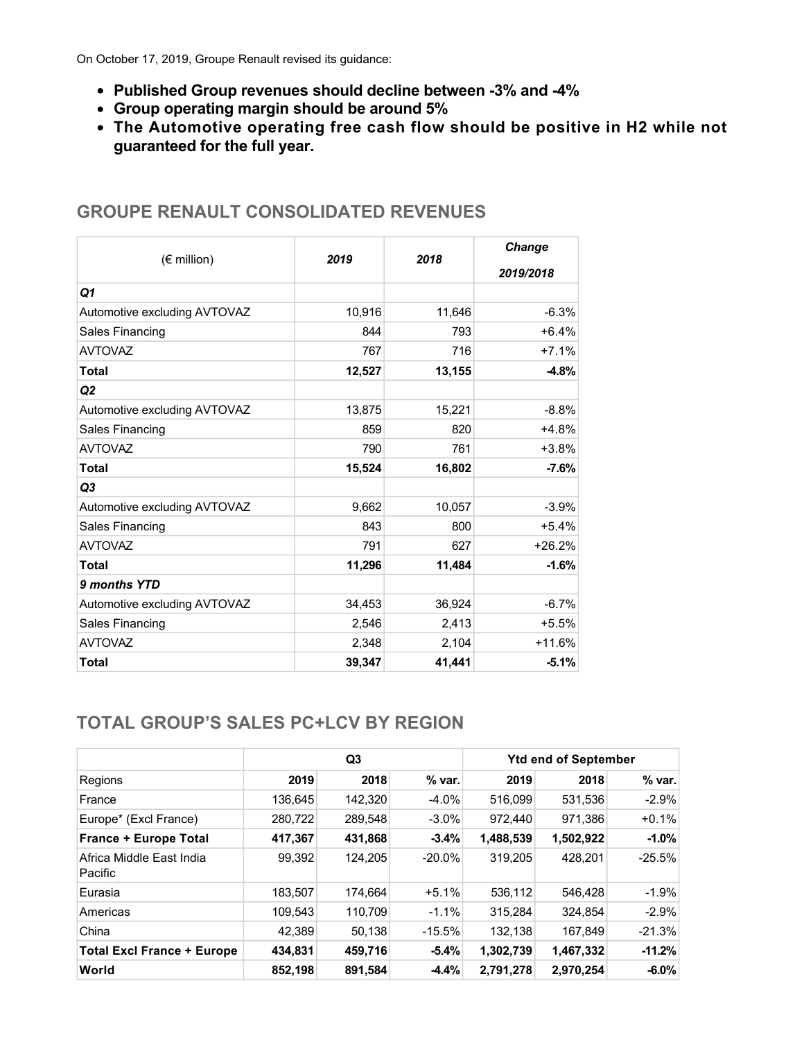On October 17, 2019, Groupe Renault revised its guidance:

- **Published Group revenues should decline between -3% and -4%**
- **Group operating margin should be around 5%**
- **The Automotive operating free cash flow should be positive in H2 while not guaranteed for the full year.**

## GROUPE RENAULT CONSOLIDATED REVENUES

| (€ million) | *2019* | *2018* | *Change 2019/2018* |
|---|---|---|---|
| ***Q1*** | | | |
| Automotive excluding AVTOVAZ | 10,916 | 11,646 | -6.3% |
| Sales Financing | 844 | 793 | +6.4% |
| AVTOVAZ | 767 | 716 | +7.1% |
| **Total** | **12,527** | **13,155** | **-4.8%** |
| ***Q2*** | | | |
| Automotive excluding AVTOVAZ | 13,875 | 15,221 | -8.8% |
| Sales Financing | 859 | 820 | +4.8% |
| AVTOVAZ | 790 | 761 | +3.8% |
| **Total** | **15,524** | **16,802** | **-7.6%** |
| ***Q3*** | | | |
| Automotive excluding AVTOVAZ | 9,662 | 10,057 | -3.9% |
| Sales Financing | 843 | 800 | +5.4% |
| AVTOVAZ | 791 | 627 | +26.2% |
| **Total** | **11,296** | **11,484** | **-1.6%** |
| ***9 months YTD*** | | | |
| Automotive excluding AVTOVAZ | 34,453 | 36,924 | -6.7% |
| Sales Financing | 2,546 | 2,413 | +5.5% |
| AVTOVAZ | 2,348 | 2,104 | +11.6% |
| **Total** | **39,347** | **41,441** | **-5.1%** |

## TOTAL GROUP'S SALES PC+LCV BY REGION

| | **Q3** | | | **Ytd end of September** | | |
|---|---|---|---|---|---|---|
| Regions | **2019** | **2018** | **% var.** | **2019** | **2018** | **% var.** |
| France | 136,645 | 142,320 | -4.0% | 516,099 | 531,536 | -2.9% |
| Europe* (Excl France) | 280,722 | 289,548 | -3.0% | 972,440 | 971,386 | +0.1% |
| **France + Europe Total** | **417,367** | **431,868** | **-3.4%** | **1,488,539** | **1,502,922** | **-1.0%** |
| Africa Middle East India Pacific | 99,392 | 124,205 | -20.0% | 319,205 | 428,201 | -25.5% |
| Eurasia | 183,507 | 174,664 | +5.1% | 536,112 | 546,428 | -1.9% |
| Americas | 109,543 | 110,709 | -1.1% | 315,284 | 324,854 | -2.9% |
| China | 42,389 | 50,138 | -15.5% | 132,138 | 167,849 | -21.3% |
| **Total Excl France + Europe** | **434,831** | **459,716** | **-5.4%** | **1,302,739** | **1,467,332** | **-11.2%** |
| **World** | **852,198** | **891,584** | **-4.4%** | **2,791,278** | **2,970,254** | **-6.0%** |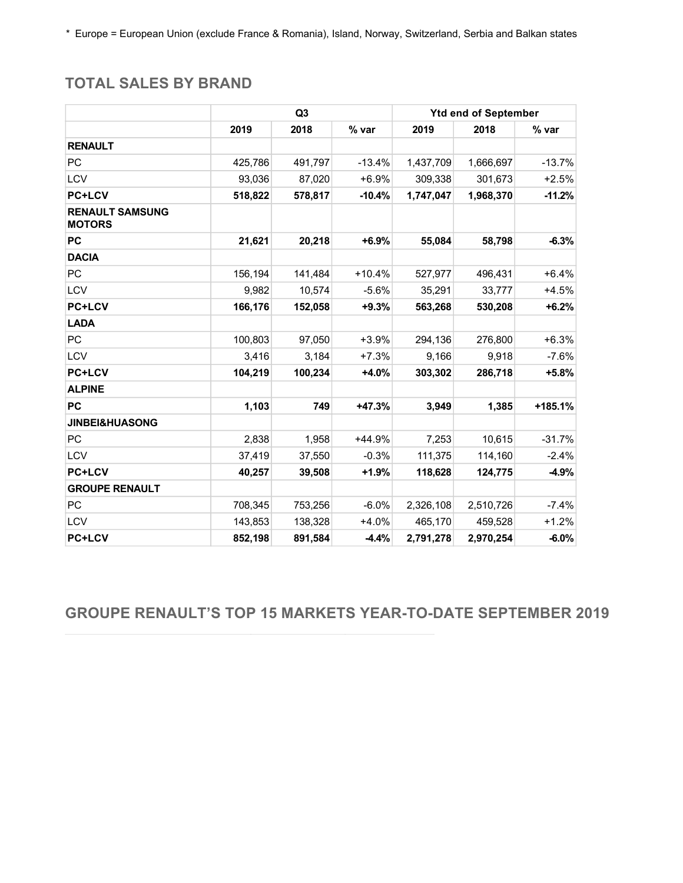* Europe = European Union (exclude France & Romania), Island, Norway, Switzerland, Serbia and Balkan states

## TOTAL SALES BY BRAND

| | Q3 | | | Ytd end of September | | |
|---|---|---|---|---|---|---|
| | **2019** | **2018** | **% var** | **2019** | **2018** | **% var** |
| **RENAULT** | | | | | | |
| PC | 425,786 | 491,797 | -13.4% | 1,437,709 | 1,666,697 | -13.7% |
| LCV | 93,036 | 87,020 | +6.9% | 309,338 | 301,673 | +2.5% |
| **PC+LCV** | **518,822** | **578,817** | **-10.4%** | **1,747,047** | **1,968,370** | **-11.2%** |
| **RENAULT SAMSUNG MOTORS** | | | | | | |
| **PC** | **21,621** | **20,218** | **+6.9%** | **55,084** | **58,798** | **-6.3%** |
| **DACIA** | | | | | | |
| PC | 156,194 | 141,484 | +10.4% | 527,977 | 496,431 | +6.4% |
| LCV | 9,982 | 10,574 | -5.6% | 35,291 | 33,777 | +4.5% |
| **PC+LCV** | **166,176** | **152,058** | **+9.3%** | **563,268** | **530,208** | **+6.2%** |
| **LADA** | | | | | | |
| PC | 100,803 | 97,050 | +3.9% | 294,136 | 276,800 | +6.3% |
| LCV | 3,416 | 3,184 | +7.3% | 9,166 | 9,918 | -7.6% |
| **PC+LCV** | **104,219** | **100,234** | **+4.0%** | **303,302** | **286,718** | **+5.8%** |
| **ALPINE** | | | | | | |
| **PC** | **1,103** | **749** | **+47.3%** | **3,949** | **1,385** | **+185.1%** |
| **JINBEI&HUASONG** | | | | | | |
| PC | 2,838 | 1,958 | +44.9% | 7,253 | 10,615 | -31.7% |
| LCV | 37,419 | 37,550 | -0.3% | 111,375 | 114,160 | -2.4% |
| **PC+LCV** | **40,257** | **39,508** | **+1.9%** | **118,628** | **124,775** | **-4.9%** |
| **GROUPE RENAULT** | | | | | | |
| PC | 708,345 | 753,256 | -6.0% | 2,326,108 | 2,510,726 | -7.4% |
| LCV | 143,853 | 138,328 | +4.0% | 465,170 | 459,528 | +1.2% |
| **PC+LCV** | **852,198** | **891,584** | **-4.4%** | **2,791,278** | **2,970,254** | **-6.0%** |

## GROUPE RENAULT'S TOP 15 MARKETS YEAR-TO-DATE SEPTEMBER 2019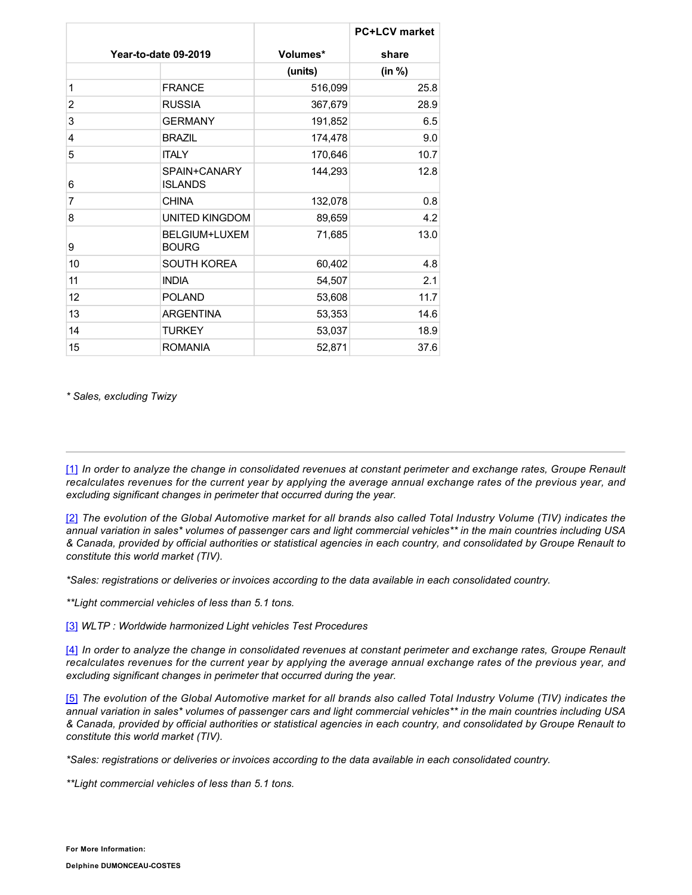| Year-to-date 09-2019 | | Volumes* | PC+LCV market share |
|---|---|---|---|
| | | (units) | (in %) |
| 1 | FRANCE | 516,099 | 25.8 |
| 2 | RUSSIA | 367,679 | 28.9 |
| 3 | GERMANY | 191,852 | 6.5 |
| 4 | BRAZIL | 174,478 | 9.0 |
| 5 | ITALY | 170,646 | 10.7 |
| 6 | SPAIN+CANARY ISLANDS | 144,293 | 12.8 |
| 7 | CHINA | 132,078 | 0.8 |
| 8 | UNITED KINGDOM | 89,659 | 4.2 |
| 9 | BELGIUM+LUXEMBOURG | 71,685 | 13.0 |
| 10 | SOUTH KOREA | 60,402 | 4.8 |
| 11 | INDIA | 54,507 | 2.1 |
| 12 | POLAND | 53,608 | 11.7 |
| 13 | ARGENTINA | 53,353 | 14.6 |
| 14 | TURKEY | 53,037 | 18.9 |
| 15 | ROMANIA | 52,871 | 37.6 |

*\* Sales, excluding Twizy*

---

[1] *In order to analyze the change in consolidated revenues at constant perimeter and exchange rates, Groupe Renault recalculates revenues for the current year by applying the average annual exchange rates of the previous year, and excluding significant changes in perimeter that occurred during the year.*

[2] *The evolution of the Global Automotive market for all brands also called Total Industry Volume (TIV) indicates the annual variation in sales\* volumes of passenger cars and light commercial vehicles\*\* in the main countries including USA & Canada, provided by official authorities or statistical agencies in each country, and consolidated by Groupe Renault to constitute this world market (TIV).*

*\*Sales: registrations or deliveries or invoices according to the data available in each consolidated country.*

*\*\*Light commercial vehicles of less than 5.1 tons.*

[3] *WLTP : Worldwide harmonized Light vehicles Test Procedures*

[4] *In order to analyze the change in consolidated revenues at constant perimeter and exchange rates, Groupe Renault recalculates revenues for the current year by applying the average annual exchange rates of the previous year, and excluding significant changes in perimeter that occurred during the year.*

[5] *The evolution of the Global Automotive market for all brands also called Total Industry Volume (TIV) indicates the annual variation in sales\* volumes of passenger cars and light commercial vehicles\*\* in the main countries including USA & Canada, provided by official authorities or statistical agencies in each country, and consolidated by Groupe Renault to constitute this world market (TIV).*

*\*Sales: registrations or deliveries or invoices according to the data available in each consolidated country.*

*\*\*Light commercial vehicles of less than 5.1 tons.*

**For More Information:**

**Delphine DUMONCEAU-COSTES**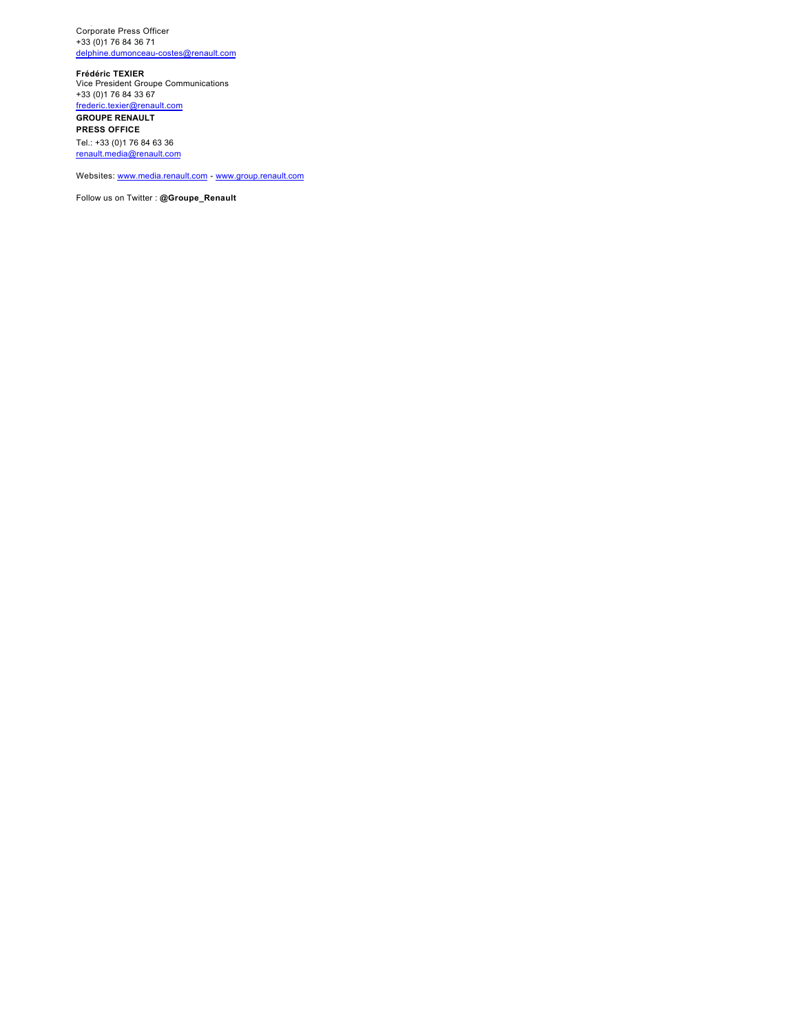Corporate Press Officer
+33 (0)1 76 84 36 71
delphine.dumonceau-costes@renault.com

**Frédéric TEXIER**
Vice President Groupe Communications
+33 (0)1 76 84 33 67
frederic.texier@renault.com

**GROUPE RENAULT**
**PRESS OFFICE**
Tel.: +33 (0)1 76 84 63 36
renault.media@renault.com

Websites: www.media.renault.com - www.group.renault.com

Follow us on Twitter : **@Groupe_Renault**